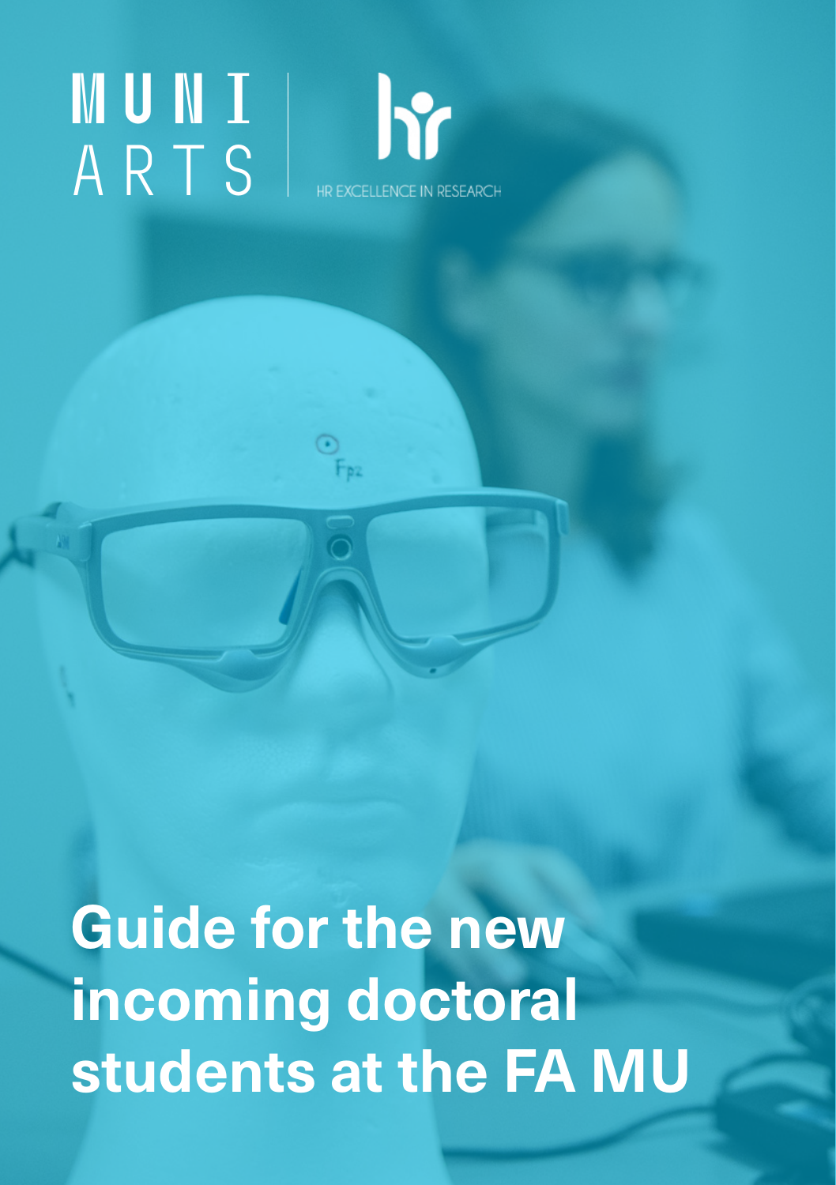MUNI ARTS

HR EXCELLENCE IN RESEARCH

# Guide for the new incoming doctoral students at the FA MU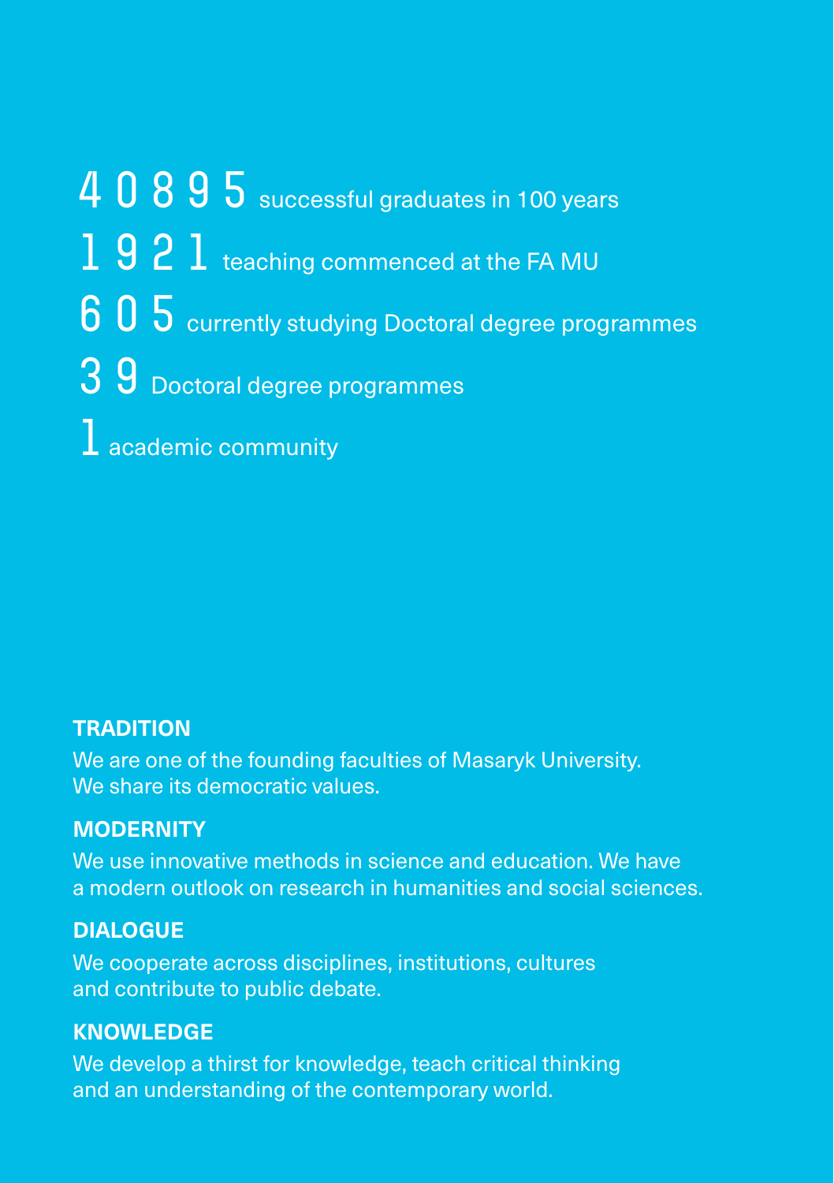**40895** successful graduates in 100 years

**1921** teaching commenced at the FA MU

**605** currently studying Doctoral degree programmes

**39** Doctoral degree programmes

**1** academic community

**TRADITION**

We are one of the founding faculties of Masaryk University.
We share its democratic values.

**MODERNITY**

We use innovative methods in science and education. We have a modern outlook on research in humanities and social sciences.

**DIALOGUE**

We cooperate across disciplines, institutions, cultures and contribute to public debate.

**KNOWLEDGE**

We develop a thirst for knowledge, teach critical thinking and an understanding of the contemporary world.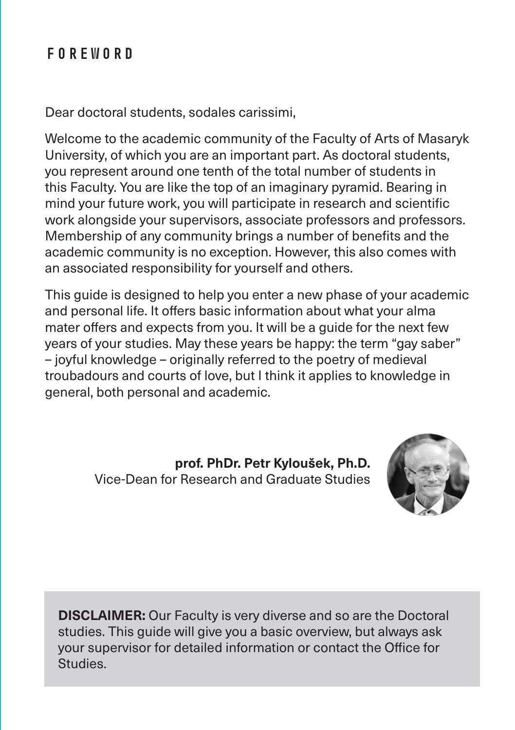# FOREWORD

Dear doctoral students, sodales carissimi,

Welcome to the academic community of the Faculty of Arts of Masaryk University, of which you are an important part. As doctoral students, you represent around one tenth of the total number of students in this Faculty. You are like the top of an imaginary pyramid. Bearing in mind your future work, you will participate in research and scientific work alongside your supervisors, associate professors and professors. Membership of any community brings a number of benefits and the academic community is no exception. However, this also comes with an associated responsibility for yourself and others.

This guide is designed to help you enter a new phase of your academic and personal life. It offers basic information about what your alma mater offers and expects from you. It will be a guide for the next few years of your studies. May these years be happy: the term "gay saber" – joyful knowledge – originally referred to the poetry of medieval troubadours and courts of love, but I think it applies to knowledge in general, both personal and academic.

**prof. PhDr. Petr Kyloušek, Ph.D.**
Vice-Dean for Research and Graduate Studies

**DISCLAIMER:** Our Faculty is very diverse and so are the Doctoral studies. This guide will give you a basic overview, but always ask your supervisor for detailed information or contact the Office for Studies.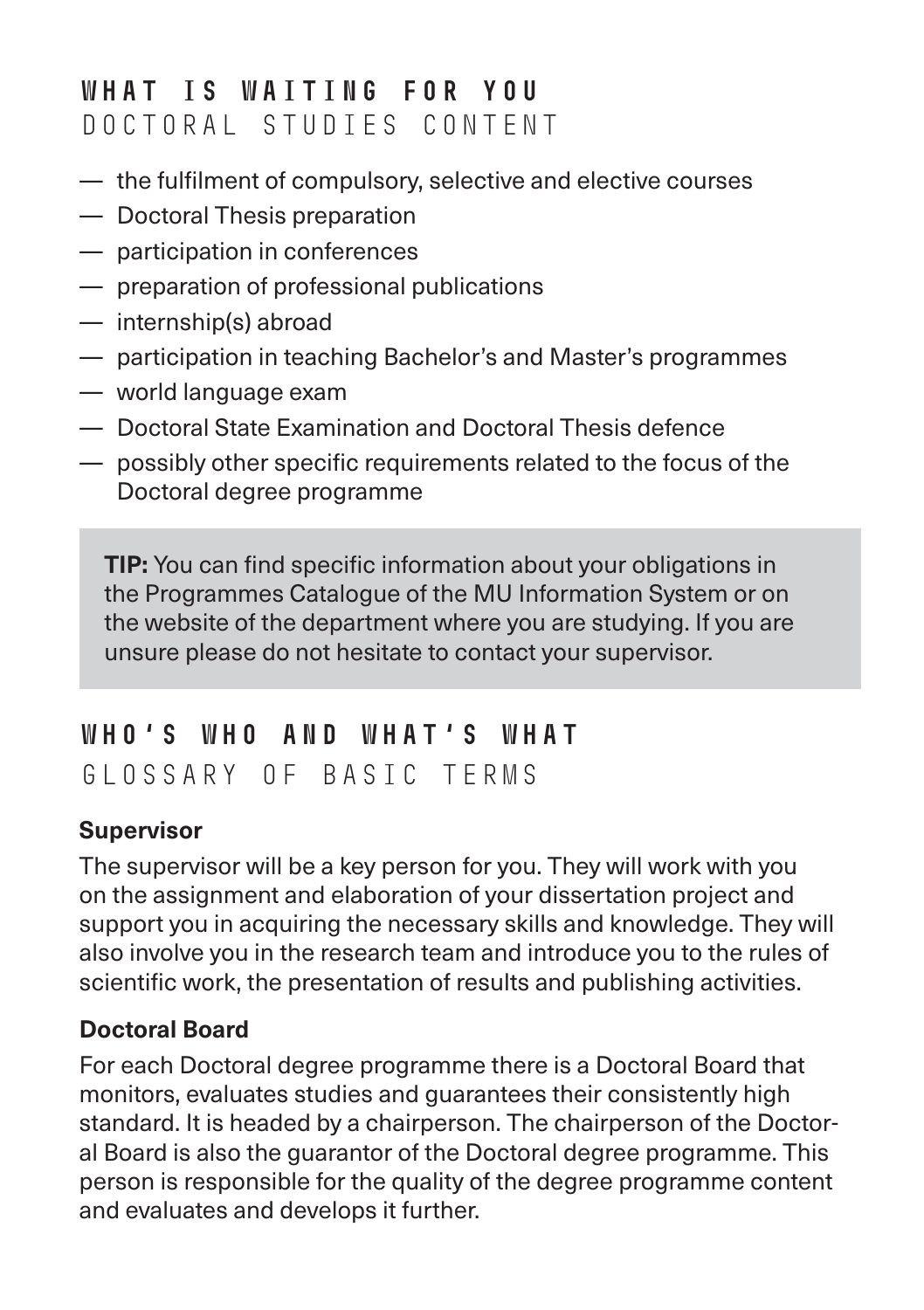## WHAT IS WAITING FOR YOU

### DOCTORAL STUDIES CONTENT

- the fulfilment of compulsory, selective and elective courses
- Doctoral Thesis preparation
- participation in conferences
- preparation of professional publications
- internship(s) abroad
- participation in teaching Bachelor's and Master's programmes
- world language exam
- Doctoral State Examination and Doctoral Thesis defence
- possibly other specific requirements related to the focus of the Doctoral degree programme

> **TIP:** You can find specific information about your obligations in the Programmes Catalogue of the MU Information System or on the website of the department where you are studying. If you are unsure please do not hesitate to contact your supervisor.

## WHO'S WHO AND WHAT'S WHAT

### GLOSSARY OF BASIC TERMS

**Supervisor**

The supervisor will be a key person for you. They will work with you on the assignment and elaboration of your dissertation project and support you in acquiring the necessary skills and knowledge. They will also involve you in the research team and introduce you to the rules of scientific work, the presentation of results and publishing activities.

**Doctoral Board**

For each Doctoral degree programme there is a Doctoral Board that monitors, evaluates studies and guarantees their consistently high standard. It is headed by a chairperson. The chairperson of the Doctoral Board is also the guarantor of the Doctoral degree programme. This person is responsible for the quality of the degree programme content and evaluates and develops it further.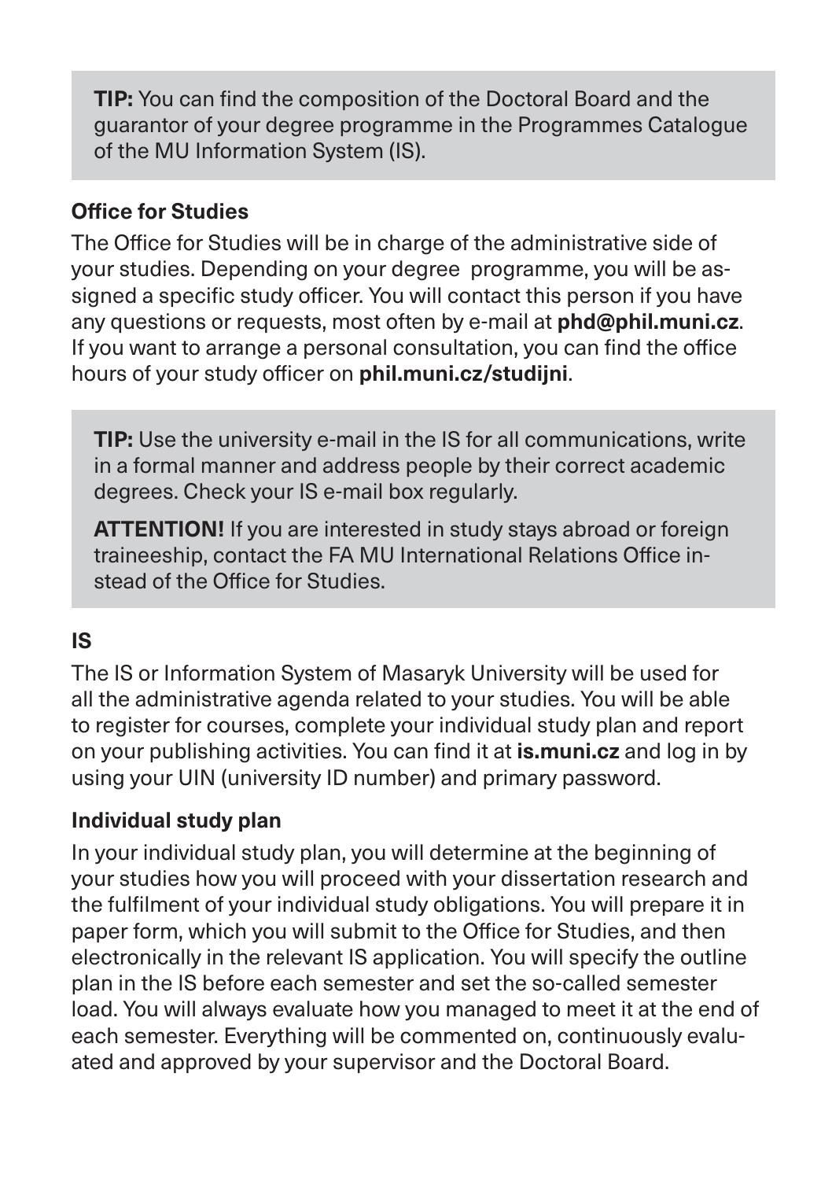**TIP:** You can find the composition of the Doctoral Board and the guarantor of your degree programme in the Programmes Catalogue of the MU Information System (IS).

### Office for Studies

The Office for Studies will be in charge of the administrative side of your studies. Depending on your degree programme, you will be assigned a specific study officer. You will contact this person if you have any questions or requests, most often by e-mail at **phd@phil.muni.cz**. If you want to arrange a personal consultation, you can find the office hours of your study officer on **phil.muni.cz/studijni**.

**TIP:** Use the university e-mail in the IS for all communications, write in a formal manner and address people by their correct academic degrees. Check your IS e-mail box regularly.

**ATTENTION!** If you are interested in study stays abroad or foreign traineeship, contact the FA MU International Relations Office instead of the Office for Studies.

## IS

The IS or Information System of Masaryk University will be used for all the administrative agenda related to your studies. You will be able to register for courses, complete your individual study plan and report on your publishing activities. You can find it at **is.muni.cz** and log in by using your UIN (university ID number) and primary password.

### Individual study plan

In your individual study plan, you will determine at the beginning of your studies how you will proceed with your dissertation research and the fulfilment of your individual study obligations. You will prepare it in paper form, which you will submit to the Office for Studies, and then electronically in the relevant IS application. You will specify the outline plan in the IS before each semester and set the so-called semester load. You will always evaluate how you managed to meet it at the end of each semester. Everything will be commented on, continuously evaluated and approved by your supervisor and the Doctoral Board.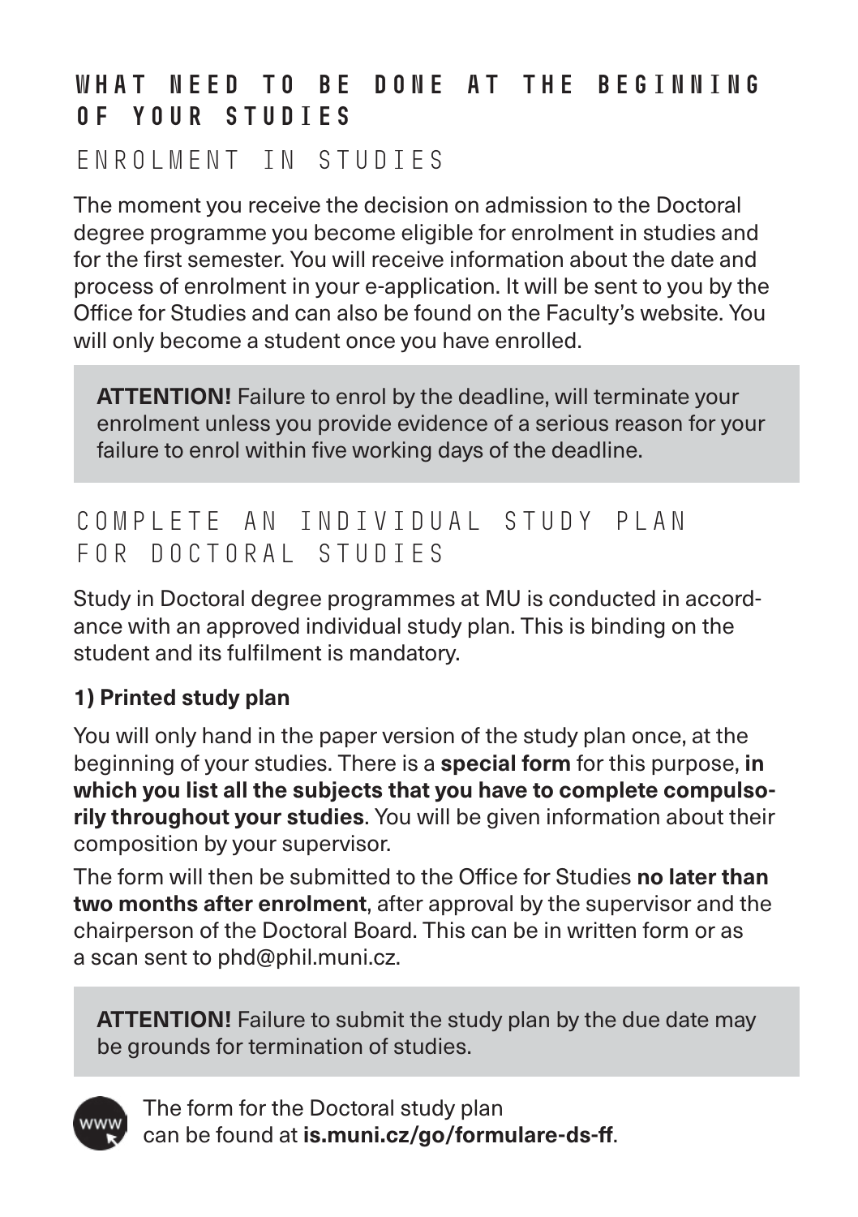# WHAT NEED TO BE DONE AT THE BEGINNING OF YOUR STUDIES

## ENROLMENT IN STUDIES

The moment you receive the decision on admission to the Doctoral degree programme you become eligible for enrolment in studies and for the first semester. You will receive information about the date and process of enrolment in your e-application. It will be sent to you by the Office for Studies and can also be found on the Faculty's website. You will only become a student once you have enrolled.

> **ATTENTION!** Failure to enrol by the deadline, will terminate your enrolment unless you provide evidence of a serious reason for your failure to enrol within five working days of the deadline.

## COMPLETE AN INDIVIDUAL STUDY PLAN FOR DOCTORAL STUDIES

Study in Doctoral degree programmes at MU is conducted in accordance with an approved individual study plan. This is binding on the student and its fulfilment is mandatory.

### 1) Printed study plan

You will only hand in the paper version of the study plan once, at the beginning of your studies. There is a **special form** for this purpose, **in which you list all the subjects that you have to complete compulsorily throughout your studies**. You will be given information about their composition by your supervisor.

The form will then be submitted to the Office for Studies **no later than two months after enrolment**, after approval by the supervisor and the chairperson of the Doctoral Board. This can be in written form or as a scan sent to phd@phil.muni.cz.

> **ATTENTION!** Failure to submit the study plan by the due date may be grounds for termination of studies.

The form for the Doctoral study plan can be found at **is.muni.cz/go/formulare-ds-ff**.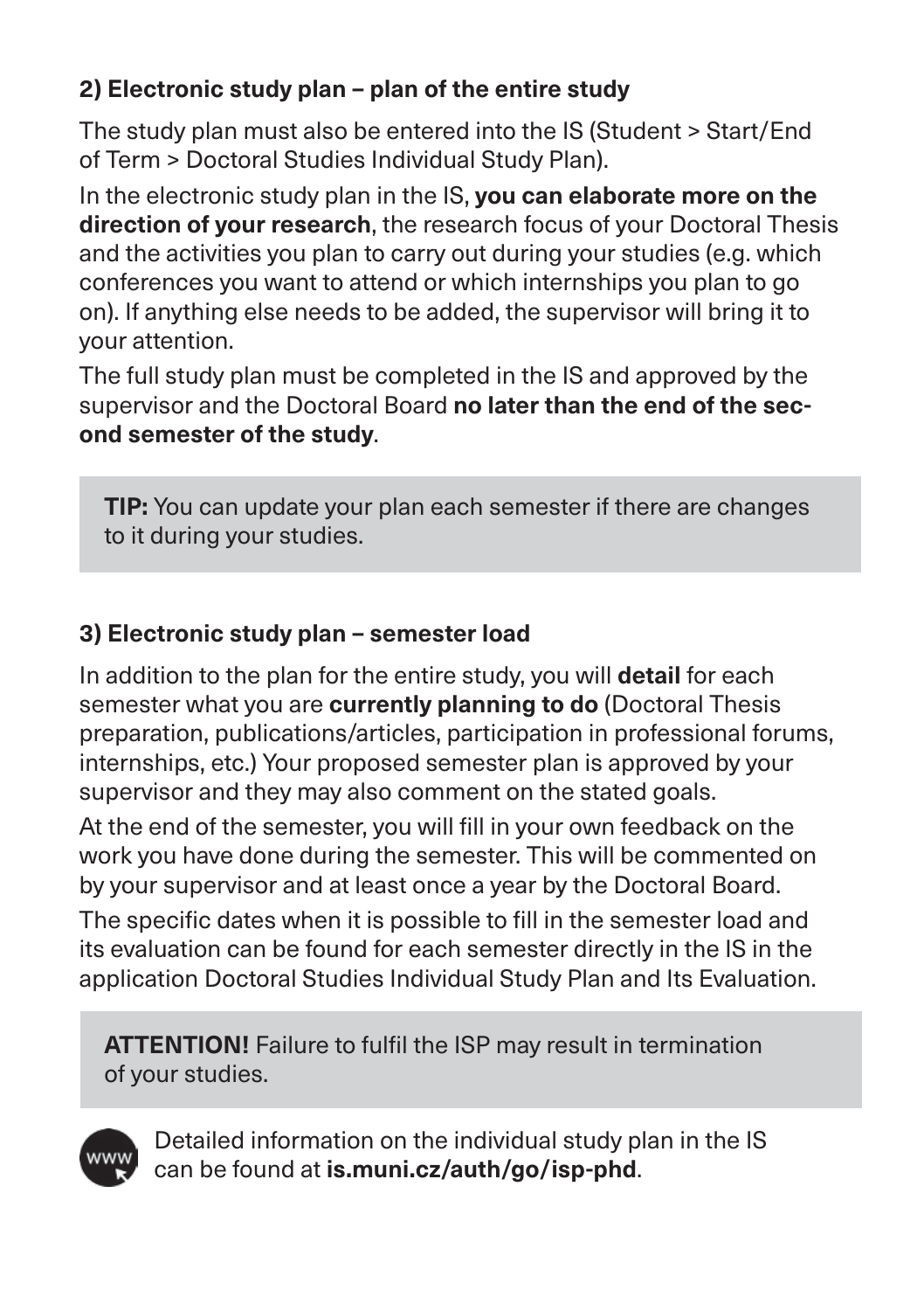### 2) Electronic study plan – plan of the entire study

The study plan must also be entered into the IS (Student > Start/End of Term > Doctoral Studies Individual Study Plan).

In the electronic study plan in the IS, **you can elaborate more on the direction of your research**, the research focus of your Doctoral Thesis and the activities you plan to carry out during your studies (e.g. which conferences you want to attend or which internships you plan to go on). If anything else needs to be added, the supervisor will bring it to your attention.

The full study plan must be completed in the IS and approved by the supervisor and the Doctoral Board **no later than the end of the second semester of the study**.

> **TIP:** You can update your plan each semester if there are changes to it during your studies.

### 3) Electronic study plan – semester load

In addition to the plan for the entire study, you will **detail** for each semester what you are **currently planning to do** (Doctoral Thesis preparation, publications/articles, participation in professional forums, internships, etc.) Your proposed semester plan is approved by your supervisor and they may also comment on the stated goals.

At the end of the semester, you will fill in your own feedback on the work you have done during the semester. This will be commented on by your supervisor and at least once a year by the Doctoral Board.

The specific dates when it is possible to fill in the semester load and its evaluation can be found for each semester directly in the IS in the application Doctoral Studies Individual Study Plan and Its Evaluation.

> **ATTENTION!** Failure to fulfil the ISP may result in termination of your studies.

Detailed information on the individual study plan in the IS can be found at **is.muni.cz/auth/go/isp-phd**.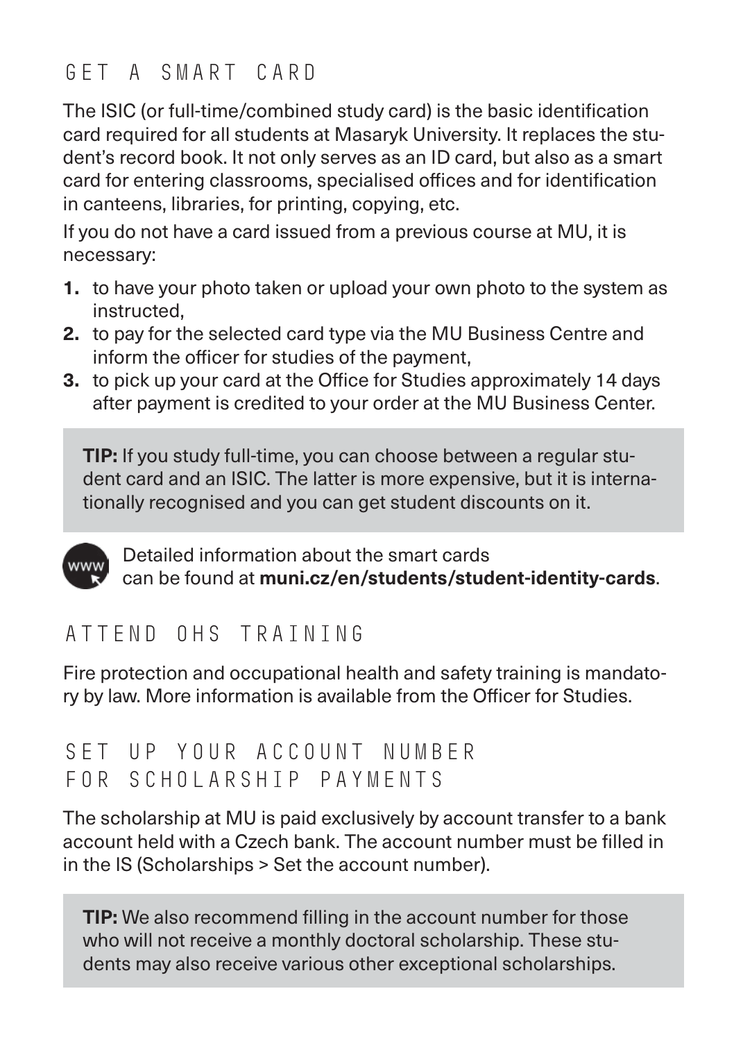## GET A SMART CARD

The ISIC (or full-time/combined study card) is the basic identification card required for all students at Masaryk University. It replaces the student's record book. It not only serves as an ID card, but also as a smart card for entering classrooms, specialised offices and for identification in canteens, libraries, for printing, copying, etc.

If you do not have a card issued from a previous course at MU, it is necessary:

1. to have your photo taken or upload your own photo to the system as instructed,
2. to pay for the selected card type via the MU Business Centre and inform the officer for studies of the payment,
3. to pick up your card at the Office for Studies approximately 14 days after payment is credited to your order at the MU Business Center.

> **TIP:** If you study full-time, you can choose between a regular student card and an ISIC. The latter is more expensive, but it is internationally recognised and you can get student discounts on it.

Detailed information about the smart cards can be found at **muni.cz/en/students/student-identity-cards**.

## ATTEND OHS TRAINING

Fire protection and occupational health and safety training is mandatory by law. More information is available from the Officer for Studies.

## SET UP YOUR ACCOUNT NUMBER FOR SCHOLARSHIP PAYMENTS

The scholarship at MU is paid exclusively by account transfer to a bank account held with a Czech bank. The account number must be filled in in the IS (Scholarships > Set the account number).

> **TIP:** We also recommend filling in the account number for those who will not receive a monthly doctoral scholarship. These students may also receive various other exceptional scholarships.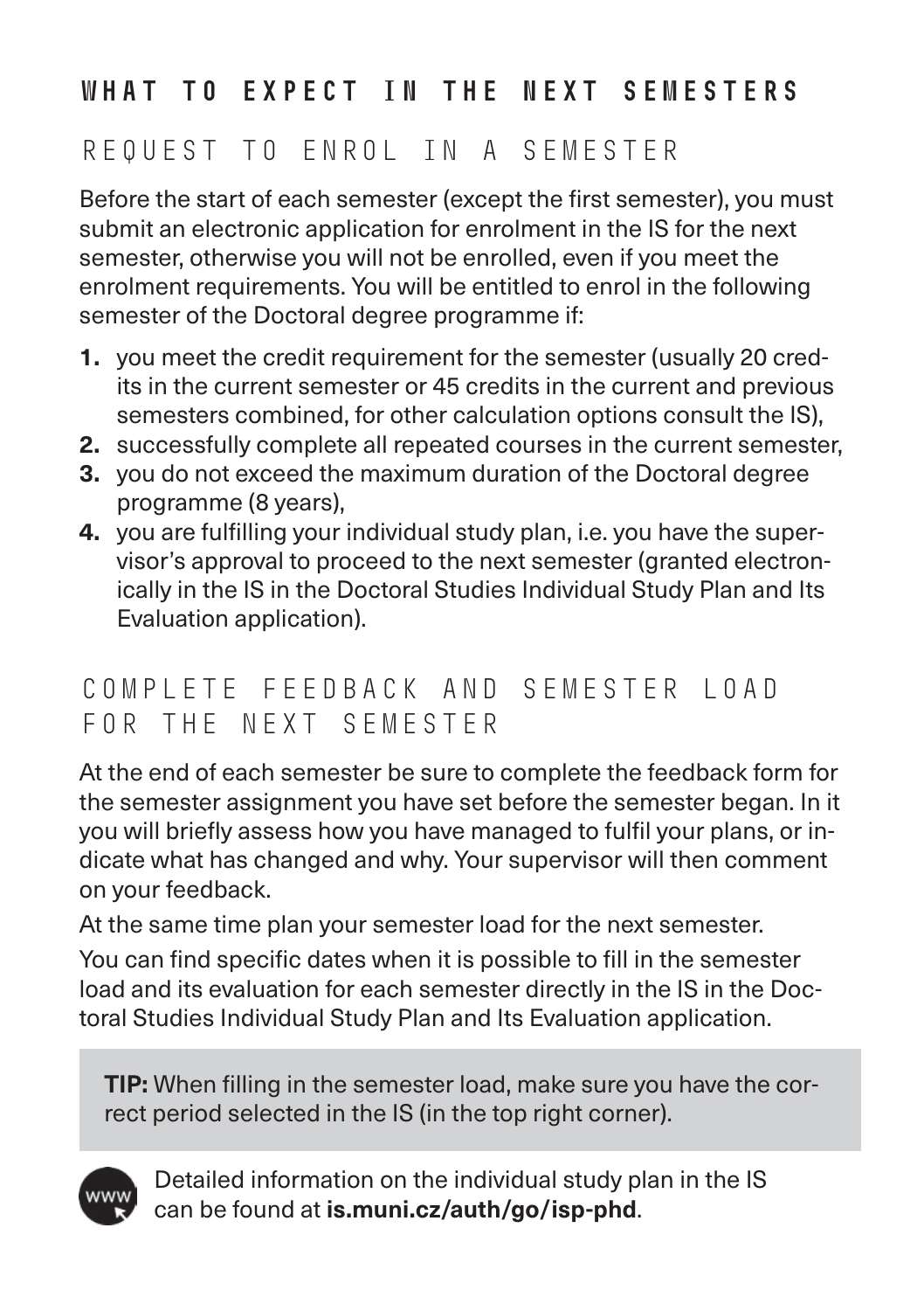## WHAT TO EXPECT IN THE NEXT SEMESTERS

### REQUEST TO ENROL IN A SEMESTER

Before the start of each semester (except the first semester), you must submit an electronic application for enrolment in the IS for the next semester, otherwise you will not be enrolled, even if you meet the enrolment requirements. You will be entitled to enrol in the following semester of the Doctoral degree programme if:

1. you meet the credit requirement for the semester (usually 20 credits in the current semester or 45 credits in the current and previous semesters combined, for other calculation options consult the IS),
2. successfully complete all repeated courses in the current semester,
3. you do not exceed the maximum duration of the Doctoral degree programme (8 years),
4. you are fulfilling your individual study plan, i.e. you have the supervisor's approval to proceed to the next semester (granted electronically in the IS in the Doctoral Studies Individual Study Plan and Its Evaluation application).

### COMPLETE FEEDBACK AND SEMESTER LOAD FOR THE NEXT SEMESTER

At the end of each semester be sure to complete the feedback form for the semester assignment you have set before the semester began. In it you will briefly assess how you have managed to fulfil your plans, or indicate what has changed and why. Your supervisor will then comment on your feedback.

At the same time plan your semester load for the next semester.

You can find specific dates when it is possible to fill in the semester load and its evaluation for each semester directly in the IS in the Doctoral Studies Individual Study Plan and Its Evaluation application.

**TIP:** When filling in the semester load, make sure you have the correct period selected in the IS (in the top right corner).

Detailed information on the individual study plan in the IS can be found at **is.muni.cz/auth/go/isp-phd**.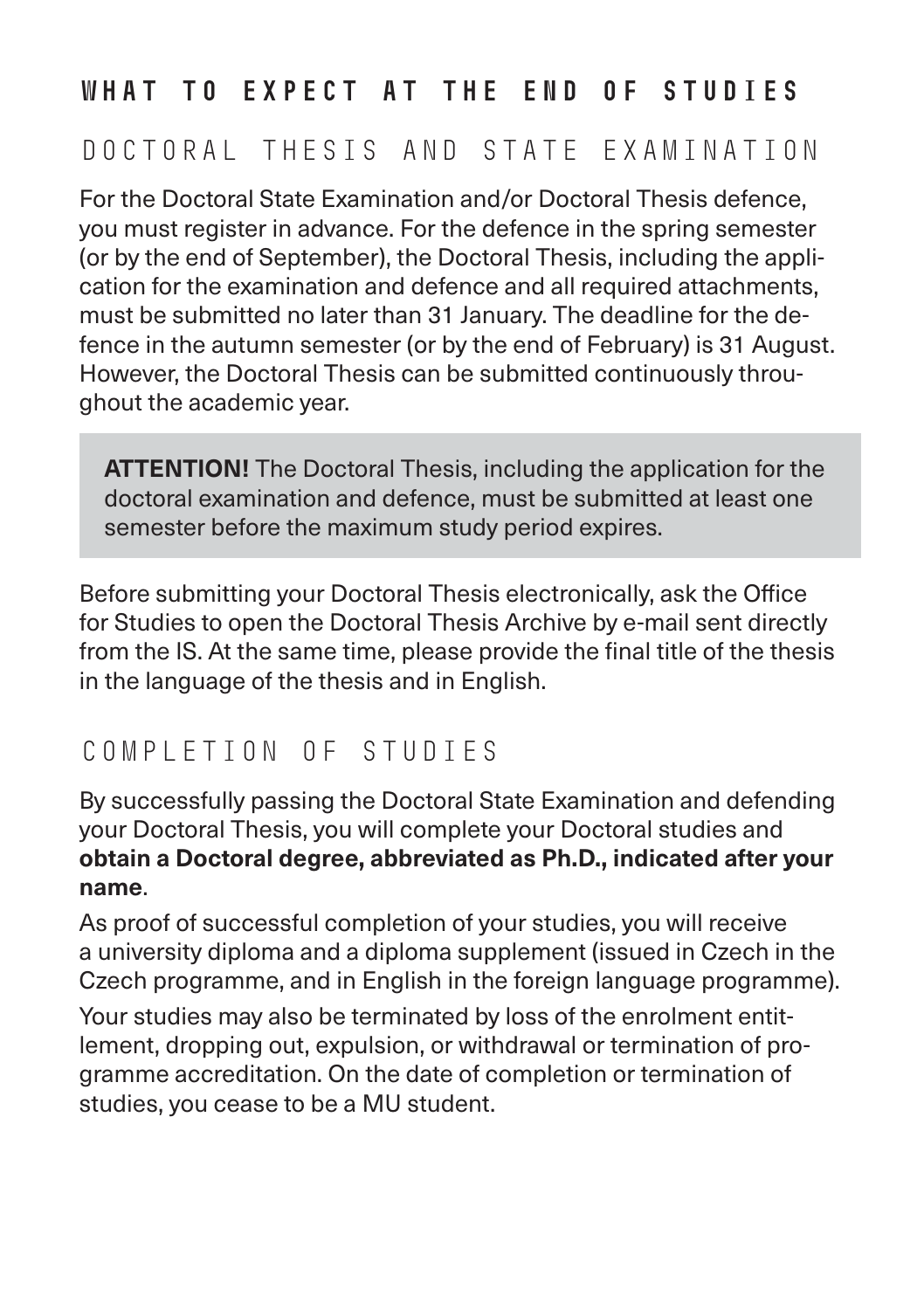# WHAT TO EXPECT AT THE END OF STUDIES

## DOCTORAL THESIS AND STATE EXAMINATION

For the Doctoral State Examination and/or Doctoral Thesis defence, you must register in advance. For the defence in the spring semester (or by the end of September), the Doctoral Thesis, including the application for the examination and defence and all required attachments, must be submitted no later than 31 January. The deadline for the defence in the autumn semester (or by the end of February) is 31 August. However, the Doctoral Thesis can be submitted continuously throughout the academic year.

> **ATTENTION!** The Doctoral Thesis, including the application for the doctoral examination and defence, must be submitted at least one semester before the maximum study period expires.

Before submitting your Doctoral Thesis electronically, ask the Office for Studies to open the Doctoral Thesis Archive by e-mail sent directly from the IS. At the same time, please provide the final title of the thesis in the language of the thesis and in English.

## COMPLETION OF STUDIES

By successfully passing the Doctoral State Examination and defending your Doctoral Thesis, you will complete your Doctoral studies and **obtain a Doctoral degree, abbreviated as Ph.D., indicated after your name**.

As proof of successful completion of your studies, you will receive a university diploma and a diploma supplement (issued in Czech in the Czech programme, and in English in the foreign language programme).

Your studies may also be terminated by loss of the enrolment entitlement, dropping out, expulsion, or withdrawal or termination of programme accreditation. On the date of completion or termination of studies, you cease to be a MU student.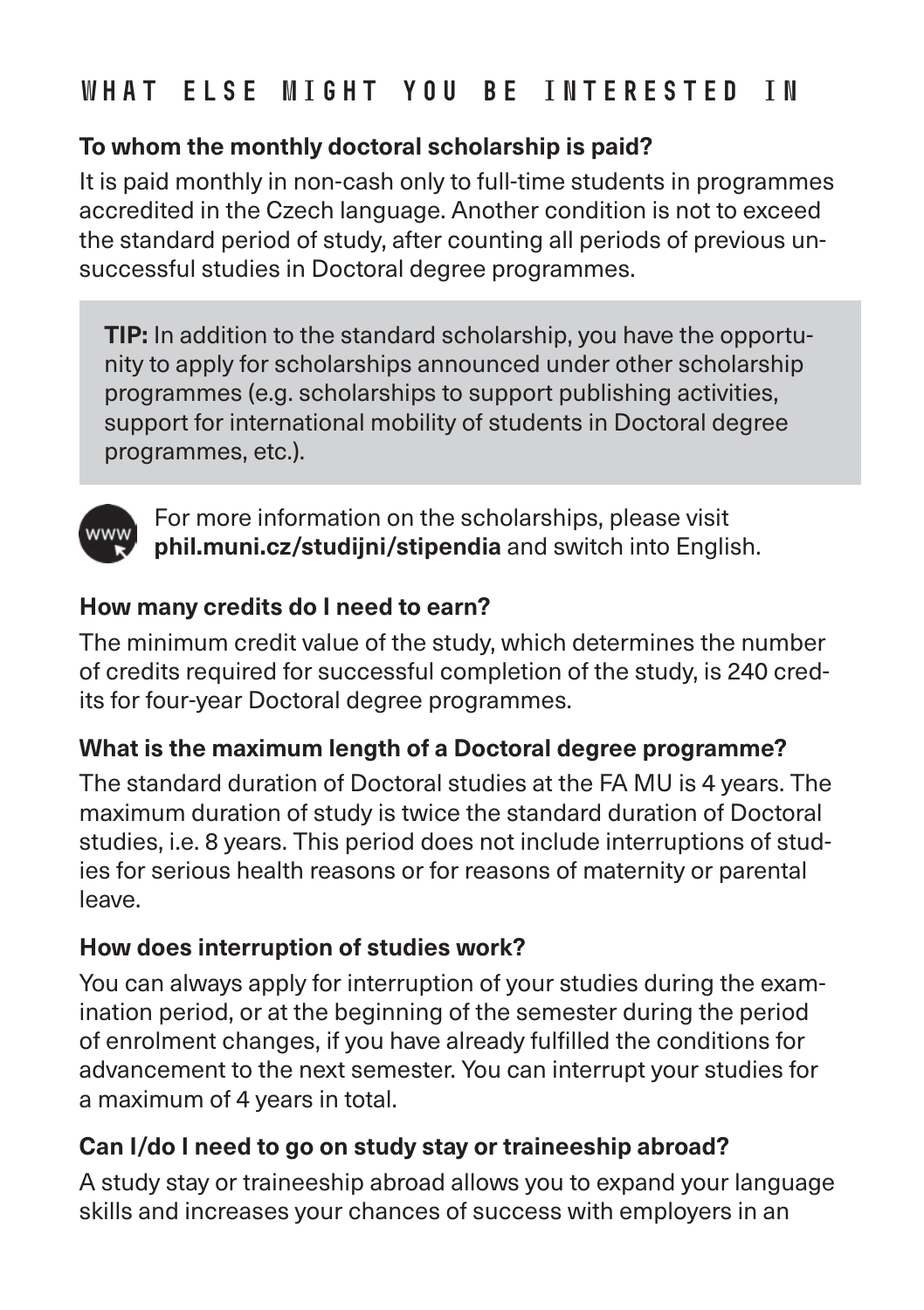## WHAT ELSE MIGHT YOU BE INTERESTED IN

**To whom the monthly doctoral scholarship is paid?**

It is paid monthly in non-cash only to full-time students in programmes accredited in the Czech language. Another condition is not to exceed the standard period of study, after counting all periods of previous unsuccessful studies in Doctoral degree programmes.

> **TIP:** In addition to the standard scholarship, you have the opportunity to apply for scholarships announced under other scholarship programmes (e.g. scholarships to support publishing activities, support for international mobility of students in Doctoral degree programmes, etc.).

For more information on the scholarships, please visit **phil.muni.cz/studijni/stipendia** and switch into English.

**How many credits do I need to earn?**

The minimum credit value of the study, which determines the number of credits required for successful completion of the study, is 240 credits for four-year Doctoral degree programmes.

**What is the maximum length of a Doctoral degree programme?**

The standard duration of Doctoral studies at the FA MU is 4 years. The maximum duration of study is twice the standard duration of Doctoral studies, i.e. 8 years. This period does not include interruptions of studies for serious health reasons or for reasons of maternity or parental leave.

**How does interruption of studies work?**

You can always apply for interruption of your studies during the examination period, or at the beginning of the semester during the period of enrolment changes, if you have already fulfilled the conditions for advancement to the next semester. You can interrupt your studies for a maximum of 4 years in total.

**Can I/do I need to go on study stay or traineeship abroad?**

A study stay or traineeship abroad allows you to expand your language skills and increases your chances of success with employers in an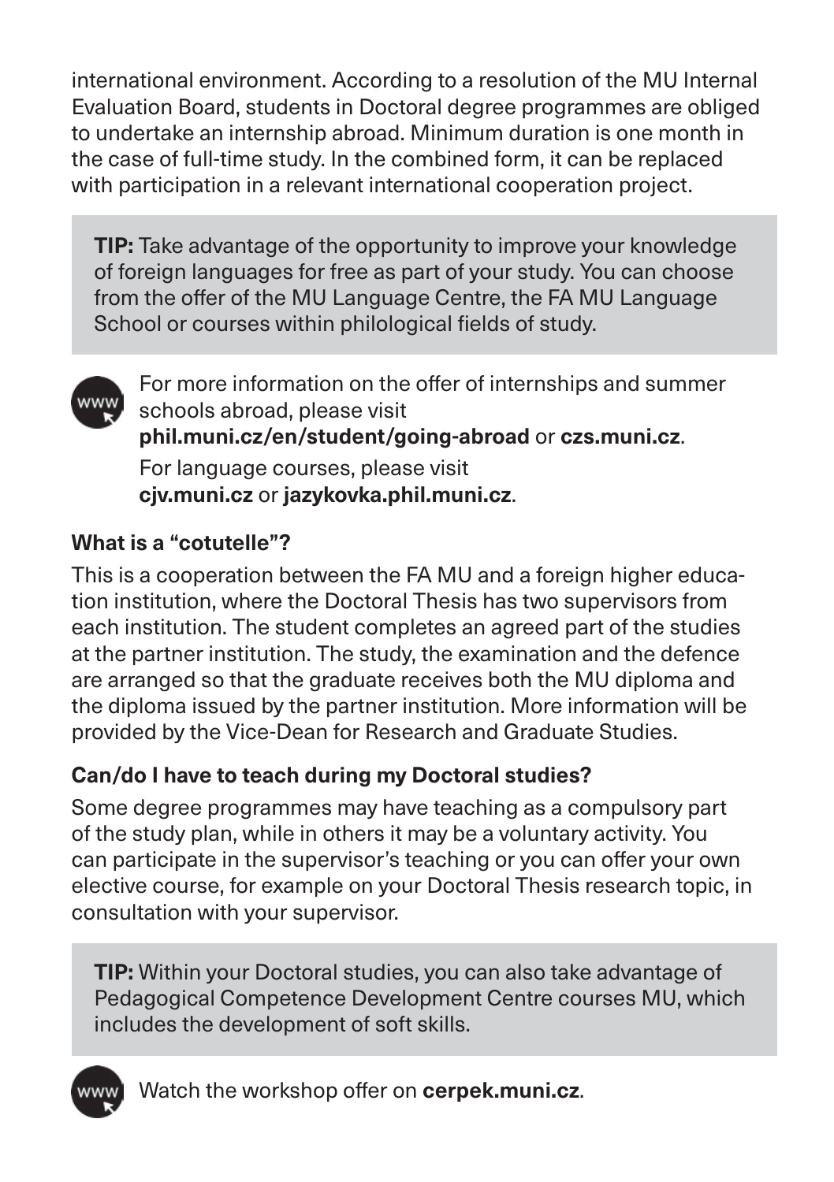international environment. According to a resolution of the MU Internal Evaluation Board, students in Doctoral degree programmes are obliged to undertake an internship abroad. Minimum duration is one month in the case of full-time study. In the combined form, it can be replaced with participation in a relevant international cooperation project.

> **TIP:** Take advantage of the opportunity to improve your knowledge of foreign languages for free as part of your study. You can choose from the offer of the MU Language Centre, the FA MU Language School or courses within philological fields of study.

For more information on the offer of internships and summer schools abroad, please visit **phil.muni.cz/en/student/going-abroad** or **czs.muni.cz**.

For language courses, please visit **cjv.muni.cz** or **jazykovka.phil.muni.cz**.

### What is a "cotutelle"?

This is a cooperation between the FA MU and a foreign higher education institution, where the Doctoral Thesis has two supervisors from each institution. The student completes an agreed part of the studies at the partner institution. The study, the examination and the defence are arranged so that the graduate receives both the MU diploma and the diploma issued by the partner institution. More information will be provided by the Vice-Dean for Research and Graduate Studies.

### Can/do I have to teach during my Doctoral studies?

Some degree programmes may have teaching as a compulsory part of the study plan, while in others it may be a voluntary activity. You can participate in the supervisor's teaching or you can offer your own elective course, for example on your Doctoral Thesis research topic, in consultation with your supervisor.

> **TIP:** Within your Doctoral studies, you can also take advantage of Pedagogical Competence Development Centre courses MU, which includes the development of soft skills.

Watch the workshop offer on **cerpek.muni.cz**.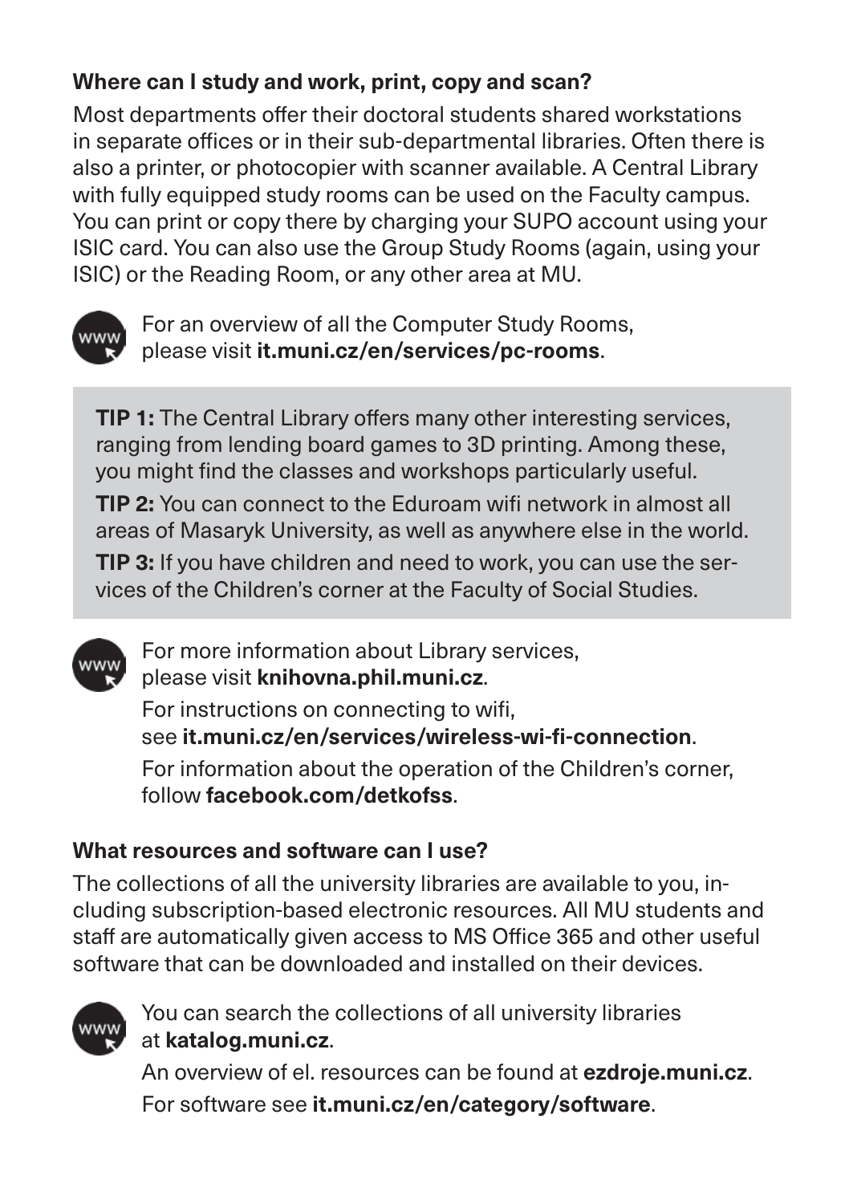### Where can I study and work, print, copy and scan?

Most departments offer their doctoral students shared workstations in separate offices or in their sub-departmental libraries. Often there is also a printer, or photocopier with scanner available. A Central Library with fully equipped study rooms can be used on the Faculty campus. You can print or copy there by charging your SUPO account using your ISIC card. You can also use the Group Study Rooms (again, using your ISIC) or the Reading Room, or any other area at MU.

For an overview of all the Computer Study Rooms, please visit **it.muni.cz/en/services/pc-rooms**.

> **TIP 1:** The Central Library offers many other interesting services, ranging from lending board games to 3D printing. Among these, you might find the classes and workshops particularly useful.
>
> **TIP 2:** You can connect to the Eduroam wifi network in almost all areas of Masaryk University, as well as anywhere else in the world.
>
> **TIP 3:** If you have children and need to work, you can use the services of the Children's corner at the Faculty of Social Studies.

For more information about Library services, please visit **knihovna.phil.muni.cz**.

For instructions on connecting to wifi, see **it.muni.cz/en/services/wireless-wi-fi-connection**.

For information about the operation of the Children's corner, follow **facebook.com/detkofss**.

### What resources and software can I use?

The collections of all the university libraries are available to you, including subscription-based electronic resources. All MU students and staff are automatically given access to MS Office 365 and other useful software that can be downloaded and installed on their devices.

You can search the collections of all university libraries at **katalog.muni.cz**.

An overview of el. resources can be found at **ezdroje.muni.cz**.

For software see **it.muni.cz/en/category/software**.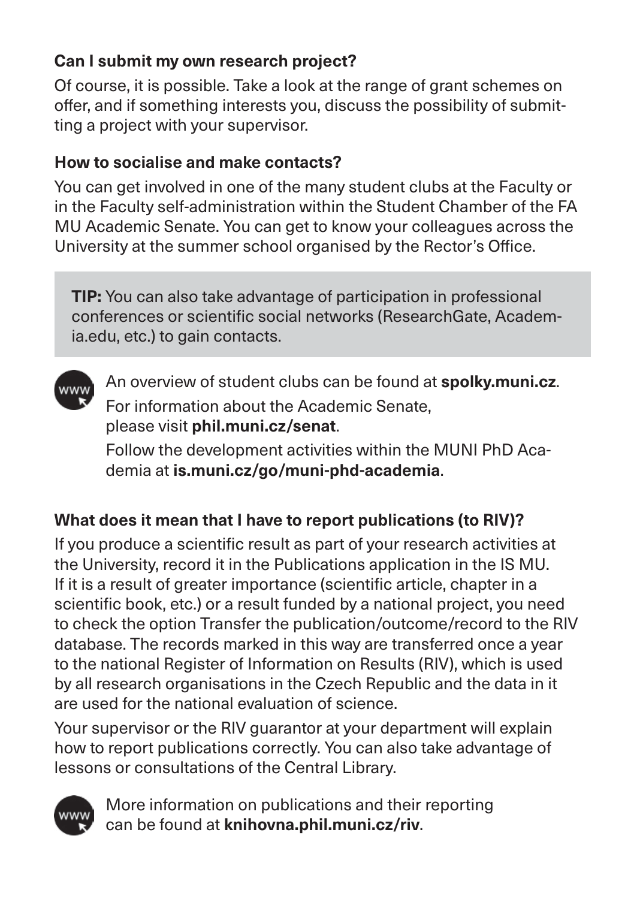**Can I submit my own research project?**

Of course, it is possible. Take a look at the range of grant schemes on offer, and if something interests you, discuss the possibility of submitting a project with your supervisor.

**How to socialise and make contacts?**

You can get involved in one of the many student clubs at the Faculty or in the Faculty self-administration within the Student Chamber of the FA MU Academic Senate. You can get to know your colleagues across the University at the summer school organised by the Rector's Office.

> **TIP:** You can also take advantage of participation in professional conferences or scientific social networks (ResearchGate, Academia.edu, etc.) to gain contacts.

An overview of student clubs can be found at **spolky.muni.cz**.

For information about the Academic Senate, please visit **phil.muni.cz/senat**.

Follow the development activities within the MUNI PhD Academia at **is.muni.cz/go/muni-phd-academia**.

**What does it mean that I have to report publications (to RIV)?**

If you produce a scientific result as part of your research activities at the University, record it in the Publications application in the IS MU. If it is a result of greater importance (scientific article, chapter in a scientific book, etc.) or a result funded by a national project, you need to check the option Transfer the publication/outcome/record to the RIV database. The records marked in this way are transferred once a year to the national Register of Information on Results (RIV), which is used by all research organisations in the Czech Republic and the data in it are used for the national evaluation of science.

Your supervisor or the RIV guarantor at your department will explain how to report publications correctly. You can also take advantage of lessons or consultations of the Central Library.

More information on publications and their reporting can be found at **knihovna.phil.muni.cz/riv**.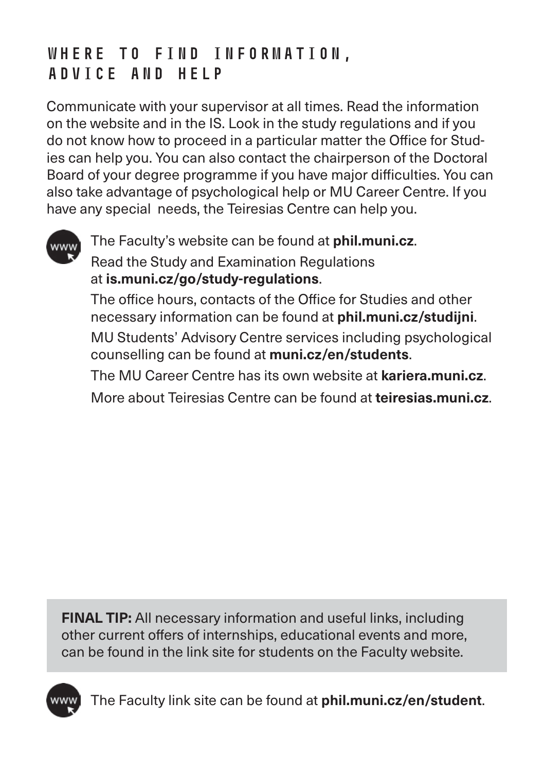## WHERE TO FIND INFORMATION, ADVICE AND HELP

Communicate with your supervisor at all times. Read the information on the website and in the IS. Look in the study regulations and if you do not know how to proceed in a particular matter the Office for Studies can help you. You can also contact the chairperson of the Doctoral Board of your degree programme if you have major difficulties. You can also take advantage of psychological help or MU Career Centre. If you have any special needs, the Teiresias Centre can help you.

The Faculty's website can be found at **phil.muni.cz**.

Read the Study and Examination Regulations at **is.muni.cz/go/study-regulations**.

The office hours, contacts of the Office for Studies and other necessary information can be found at **phil.muni.cz/studijni**.

MU Students' Advisory Centre services including psychological counselling can be found at **muni.cz/en/students**.

The MU Career Centre has its own website at **kariera.muni.cz**.

More about Teiresias Centre can be found at **teiresias.muni.cz**.

**FINAL TIP:** All necessary information and useful links, including other current offers of internships, educational events and more, can be found in the link site for students on the Faculty website.

The Faculty link site can be found at **phil.muni.cz/en/student**.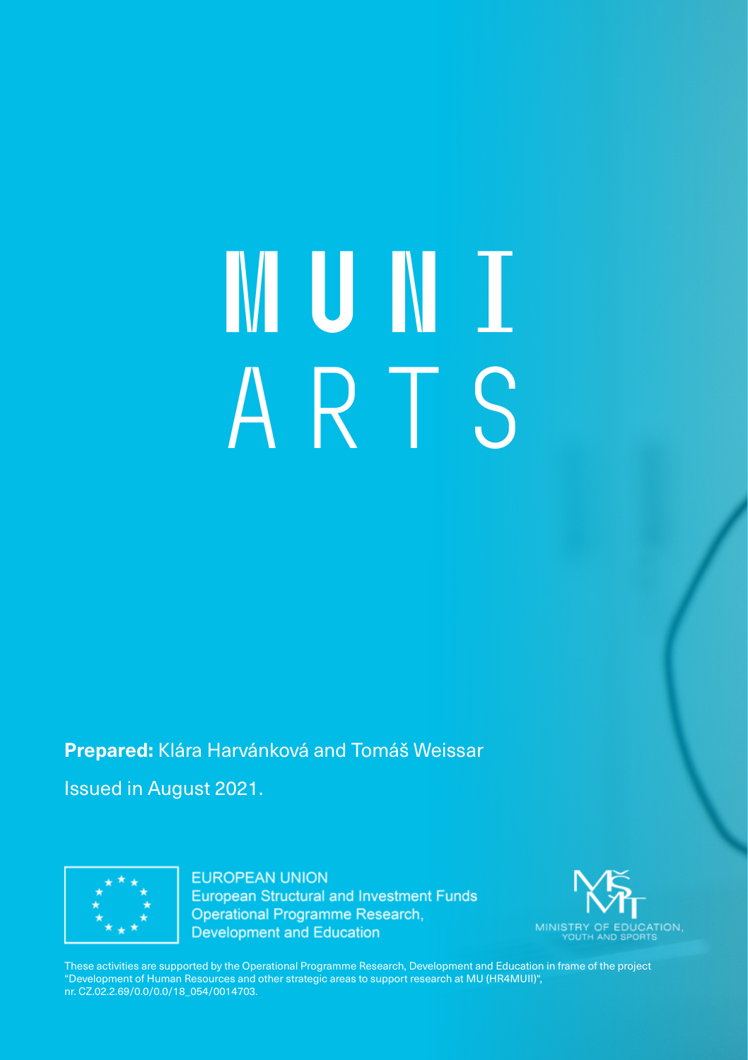# MUNI ARTS

**Prepared:** Klára Harvánková and Tomáš Weissar

Issued in August 2021.

EUROPEAN UNION
European Structural and Investment Funds
Operational Programme Research, Development and Education

MINISTRY OF EDUCATION, YOUTH AND SPORTS

These activities are supported by the Operational Programme Research, Development and Education in frame of the project "Development of Human Resources and other strategic areas to support research at MU (HR4MUII)", nr. CZ.02.2.69/0.0/0.0/18_054/0014703.